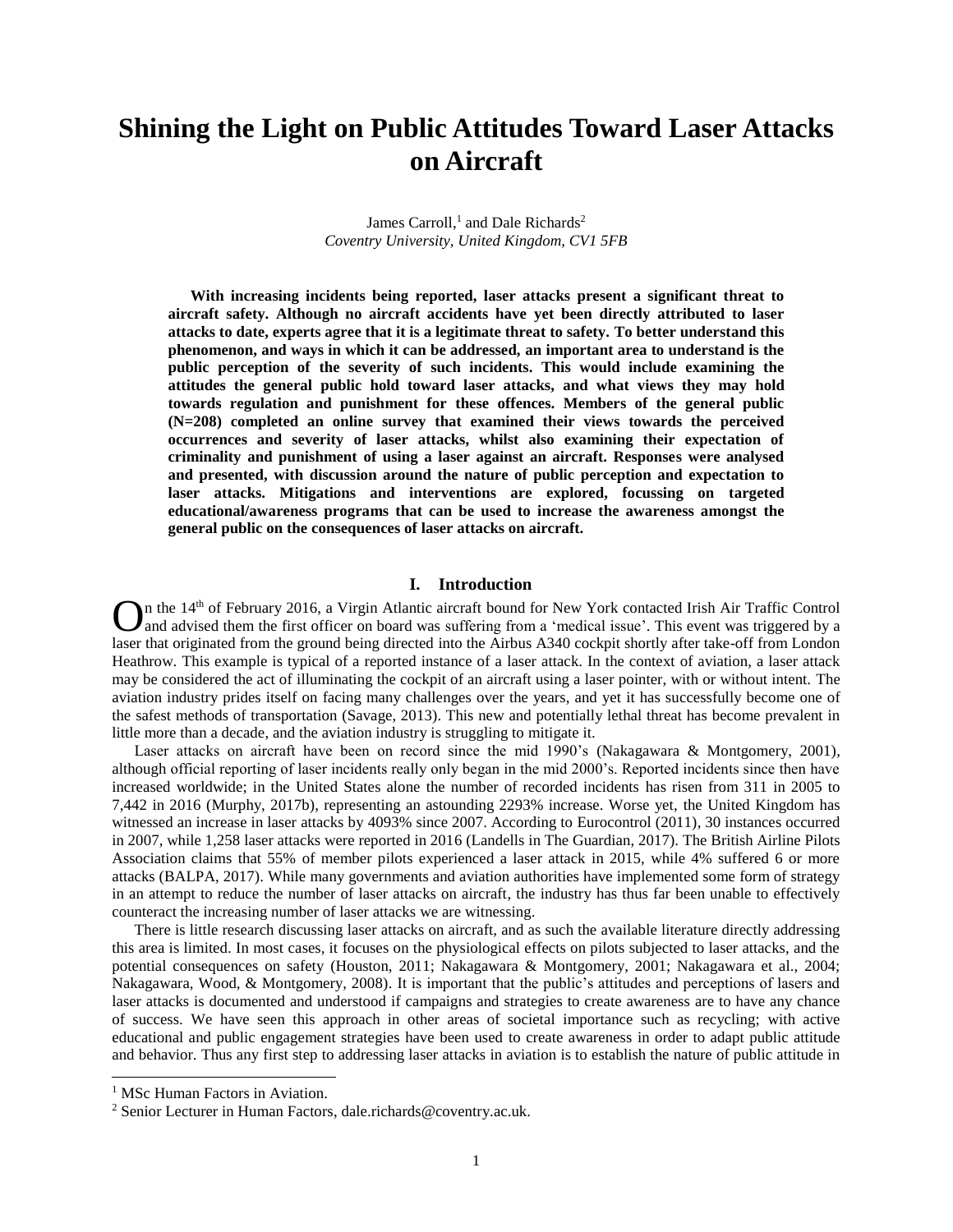# Shining the Light on Public Attitudes Toward Laser Attacks on Aircraft

James Carroll,[1] and Dale Richards[2]
*Coventry University, United Kingdom, CV1 5FB*

**With increasing incidents being reported, laser attacks present a significant threat to aircraft safety. Although no aircraft accidents have yet been directly attributed to laser attacks to date, experts agree that it is a legitimate threat to safety. To better understand this phenomenon, and ways in which it can be addressed, an important area to understand is the public perception of the severity of such incidents. This would include examining the attitudes the general public hold toward laser attacks, and what views they may hold towards regulation and punishment for these offences. Members of the general public (N=208) completed an online survey that examined their views towards the perceived occurrences and severity of laser attacks, whilst also examining their expectation of criminality and punishment of using a laser against an aircraft. Responses were analysed and presented, with discussion around the nature of public perception and expectation to laser attacks. Mitigations and interventions are explored, focussing on targeted educational/awareness programs that can be used to increase the awareness amongst the general public on the consequences of laser attacks on aircraft.**

## I. Introduction

On the 14th of February 2016, a Virgin Atlantic aircraft bound for New York contacted Irish Air Traffic Control and advised them the first officer on board was suffering from a 'medical issue'. This event was triggered by a laser that originated from the ground being directed into the Airbus A340 cockpit shortly after take-off from London Heathrow. This example is typical of a reported instance of a laser attack. In the context of aviation, a laser attack may be considered the act of illuminating the cockpit of an aircraft using a laser pointer, with or without intent. The aviation industry prides itself on facing many challenges over the years, and yet it has successfully become one of the safest methods of transportation (Savage, 2013). This new and potentially lethal threat has become prevalent in little more than a decade, and the aviation industry is struggling to mitigate it.

Laser attacks on aircraft have been on record since the mid 1990's (Nakagawara & Montgomery, 2001), although official reporting of laser incidents really only began in the mid 2000's. Reported incidents since then have increased worldwide; in the United States alone the number of recorded incidents has risen from 311 in 2005 to 7,442 in 2016 (Murphy, 2017b), representing an astounding 2293% increase. Worse yet, the United Kingdom has witnessed an increase in laser attacks by 4093% since 2007. According to Eurocontrol (2011), 30 instances occurred in 2007, while 1,258 laser attacks were reported in 2016 (Landells in The Guardian, 2017). The British Airline Pilots Association claims that 55% of member pilots experienced a laser attack in 2015, while 4% suffered 6 or more attacks (BALPA, 2017). While many governments and aviation authorities have implemented some form of strategy in an attempt to reduce the number of laser attacks on aircraft, the industry has thus far been unable to effectively counteract the increasing number of laser attacks we are witnessing.

There is little research discussing laser attacks on aircraft, and as such the available literature directly addressing this area is limited. In most cases, it focuses on the physiological effects on pilots subjected to laser attacks, and the potential consequences on safety (Houston, 2011; Nakagawara & Montgomery, 2001; Nakagawara et al., 2004; Nakagawara, Wood, & Montgomery, 2008). It is important that the public's attitudes and perceptions of lasers and laser attacks is documented and understood if campaigns and strategies to create awareness are to have any chance of success. We have seen this approach in other areas of societal importance such as recycling; with active educational and public engagement strategies have been used to create awareness in order to adapt public attitude and behavior. Thus any first step to addressing laser attacks in aviation is to establish the nature of public attitude in

---

[1] MSc Human Factors in Aviation.

[2] Senior Lecturer in Human Factors, dale.richards@coventry.ac.uk.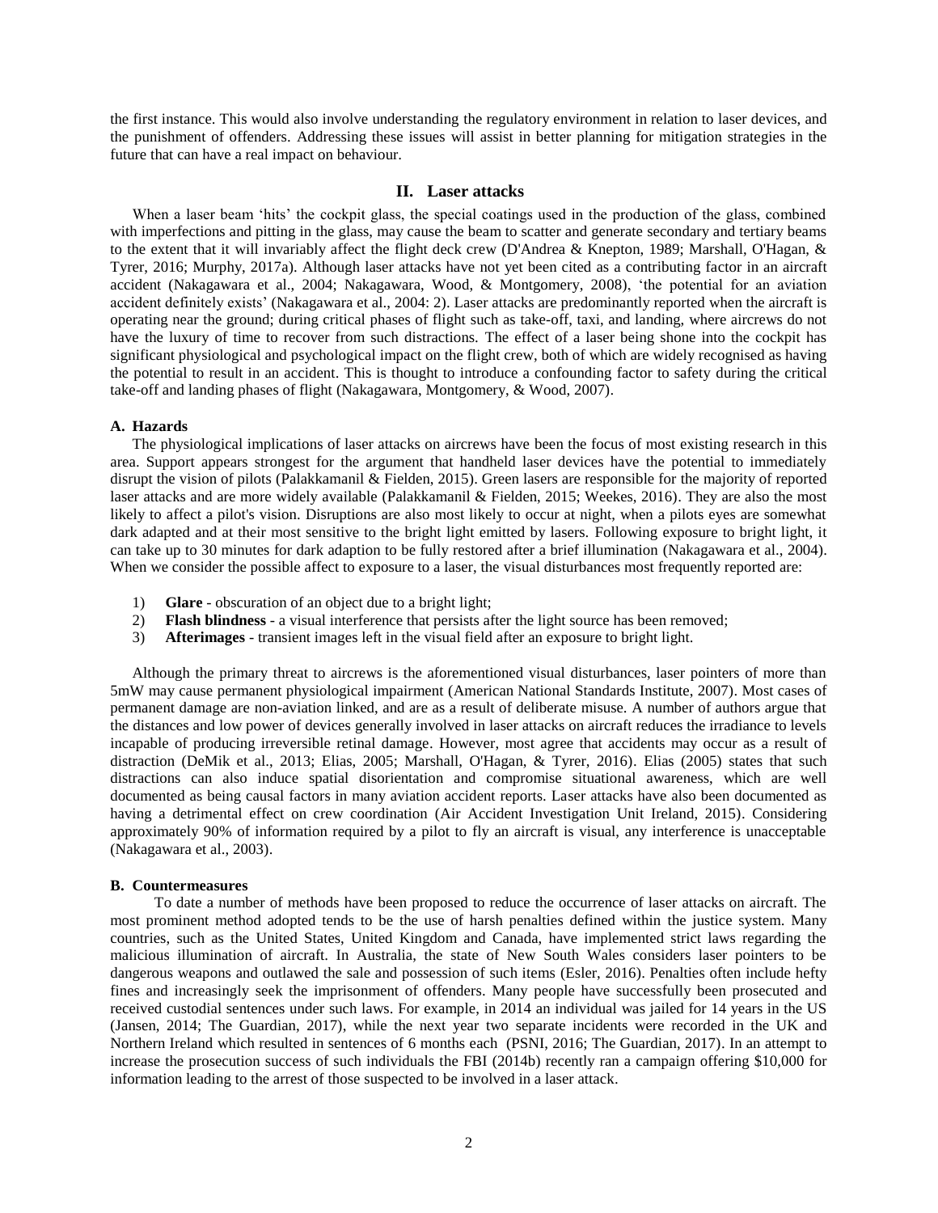the first instance. This would also involve understanding the regulatory environment in relation to laser devices, and the punishment of offenders. Addressing these issues will assist in better planning for mitigation strategies in the future that can have a real impact on behaviour.

## II. Laser attacks

When a laser beam 'hits' the cockpit glass, the special coatings used in the production of the glass, combined with imperfections and pitting in the glass, may cause the beam to scatter and generate secondary and tertiary beams to the extent that it will invariably affect the flight deck crew (D'Andrea & Knepton, 1989; Marshall, O'Hagan, & Tyrer, 2016; Murphy, 2017a). Although laser attacks have not yet been cited as a contributing factor in an aircraft accident (Nakagawara et al., 2004; Nakagawara, Wood, & Montgomery, 2008), 'the potential for an aviation accident definitely exists' (Nakagawara et al., 2004: 2). Laser attacks are predominantly reported when the aircraft is operating near the ground; during critical phases of flight such as take-off, taxi, and landing, where aircrews do not have the luxury of time to recover from such distractions. The effect of a laser being shone into the cockpit has significant physiological and psychological impact on the flight crew, both of which are widely recognised as having the potential to result in an accident. This is thought to introduce a confounding factor to safety during the critical take-off and landing phases of flight (Nakagawara, Montgomery, & Wood, 2007).

### A. Hazards

The physiological implications of laser attacks on aircrews have been the focus of most existing research in this area. Support appears strongest for the argument that handheld laser devices have the potential to immediately disrupt the vision of pilots (Palakkamanil & Fielden, 2015). Green lasers are responsible for the majority of reported laser attacks and are more widely available (Palakkamanil & Fielden, 2015; Weekes, 2016). They are also the most likely to affect a pilot's vision. Disruptions are also most likely to occur at night, when a pilots eyes are somewhat dark adapted and at their most sensitive to the bright light emitted by lasers. Following exposure to bright light, it can take up to 30 minutes for dark adaption to be fully restored after a brief illumination (Nakagawara et al., 2004). When we consider the possible affect to exposure to a laser, the visual disturbances most frequently reported are:

1) **Glare** - obscuration of an object due to a bright light;
2) **Flash blindness** - a visual interference that persists after the light source has been removed;
3) **Afterimages** - transient images left in the visual field after an exposure to bright light.

Although the primary threat to aircrews is the aforementioned visual disturbances, laser pointers of more than 5mW may cause permanent physiological impairment (American National Standards Institute, 2007). Most cases of permanent damage are non-aviation linked, and are as a result of deliberate misuse. A number of authors argue that the distances and low power of devices generally involved in laser attacks on aircraft reduces the irradiance to levels incapable of producing irreversible retinal damage. However, most agree that accidents may occur as a result of distraction (DeMik et al., 2013; Elias, 2005; Marshall, O'Hagan, & Tyrer, 2016). Elias (2005) states that such distractions can also induce spatial disorientation and compromise situational awareness, which are well documented as being causal factors in many aviation accident reports. Laser attacks have also been documented as having a detrimental effect on crew coordination (Air Accident Investigation Unit Ireland, 2015). Considering approximately 90% of information required by a pilot to fly an aircraft is visual, any interference is unacceptable (Nakagawara et al., 2003).

### B. Countermeasures

To date a number of methods have been proposed to reduce the occurrence of laser attacks on aircraft. The most prominent method adopted tends to be the use of harsh penalties defined within the justice system. Many countries, such as the United States, United Kingdom and Canada, have implemented strict laws regarding the malicious illumination of aircraft. In Australia, the state of New South Wales considers laser pointers to be dangerous weapons and outlawed the sale and possession of such items (Esler, 2016). Penalties often include hefty fines and increasingly seek the imprisonment of offenders. Many people have successfully been prosecuted and received custodial sentences under such laws. For example, in 2014 an individual was jailed for 14 years in the US (Jansen, 2014; The Guardian, 2017), while the next year two separate incidents were recorded in the UK and Northern Ireland which resulted in sentences of 6 months each (PSNI, 2016; The Guardian, 2017). In an attempt to increase the prosecution success of such individuals the FBI (2014b) recently ran a campaign offering $10,000 for information leading to the arrest of those suspected to be involved in a laser attack.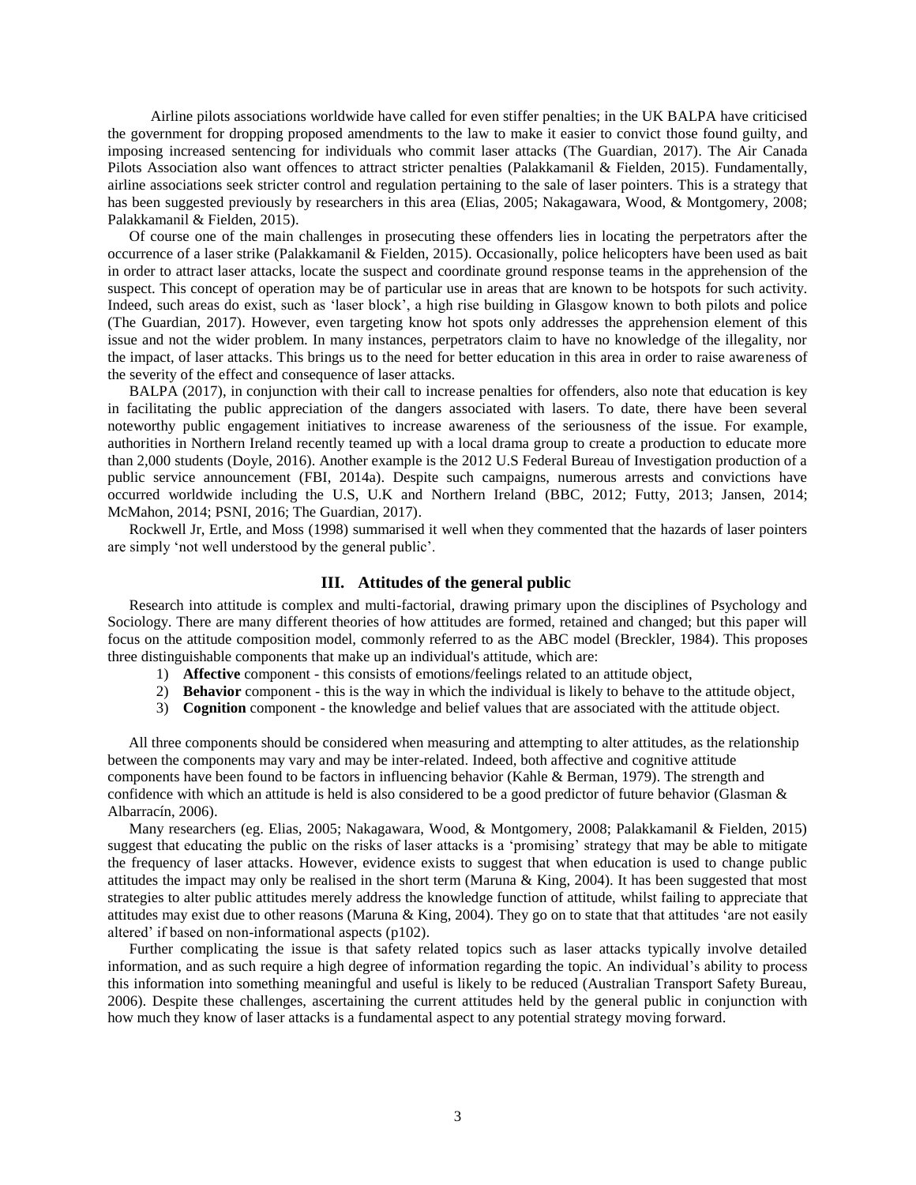Airline pilots associations worldwide have called for even stiffer penalties; in the UK BALPA have criticised the government for dropping proposed amendments to the law to make it easier to convict those found guilty, and imposing increased sentencing for individuals who commit laser attacks (The Guardian, 2017). The Air Canada Pilots Association also want offences to attract stricter penalties (Palakkamanil & Fielden, 2015). Fundamentally, airline associations seek stricter control and regulation pertaining to the sale of laser pointers. This is a strategy that has been suggested previously by researchers in this area (Elias, 2005; Nakagawara, Wood, & Montgomery, 2008; Palakkamanil & Fielden, 2015).

Of course one of the main challenges in prosecuting these offenders lies in locating the perpetrators after the occurrence of a laser strike (Palakkamanil & Fielden, 2015). Occasionally, police helicopters have been used as bait in order to attract laser attacks, locate the suspect and coordinate ground response teams in the apprehension of the suspect. This concept of operation may be of particular use in areas that are known to be hotspots for such activity. Indeed, such areas do exist, such as 'laser block', a high rise building in Glasgow known to both pilots and police (The Guardian, 2017). However, even targeting know hot spots only addresses the apprehension element of this issue and not the wider problem. In many instances, perpetrators claim to have no knowledge of the illegality, nor the impact, of laser attacks. This brings us to the need for better education in this area in order to raise awareness of the severity of the effect and consequence of laser attacks.

BALPA (2017), in conjunction with their call to increase penalties for offenders, also note that education is key in facilitating the public appreciation of the dangers associated with lasers. To date, there have been several noteworthy public engagement initiatives to increase awareness of the seriousness of the issue. For example, authorities in Northern Ireland recently teamed up with a local drama group to create a production to educate more than 2,000 students (Doyle, 2016). Another example is the 2012 U.S Federal Bureau of Investigation production of a public service announcement (FBI, 2014a). Despite such campaigns, numerous arrests and convictions have occurred worldwide including the U.S, U.K and Northern Ireland (BBC, 2012; Futty, 2013; Jansen, 2014; McMahon, 2014; PSNI, 2016; The Guardian, 2017).

Rockwell Jr, Ertle, and Moss (1998) summarised it well when they commented that the hazards of laser pointers are simply 'not well understood by the general public'.

## III. Attitudes of the general public

Research into attitude is complex and multi-factorial, drawing primary upon the disciplines of Psychology and Sociology. There are many different theories of how attitudes are formed, retained and changed; but this paper will focus on the attitude composition model, commonly referred to as the ABC model (Breckler, 1984). This proposes three distinguishable components that make up an individual's attitude, which are:

1) **Affective** component - this consists of emotions/feelings related to an attitude object,
2) **Behavior** component - this is the way in which the individual is likely to behave to the attitude object,
3) **Cognition** component - the knowledge and belief values that are associated with the attitude object.

All three components should be considered when measuring and attempting to alter attitudes, as the relationship between the components may vary and may be inter-related. Indeed, both affective and cognitive attitude components have been found to be factors in influencing behavior (Kahle & Berman, 1979). The strength and confidence with which an attitude is held is also considered to be a good predictor of future behavior (Glasman & Albarracín, 2006).

Many researchers (eg. Elias, 2005; Nakagawara, Wood, & Montgomery, 2008; Palakkamanil & Fielden, 2015) suggest that educating the public on the risks of laser attacks is a 'promising' strategy that may be able to mitigate the frequency of laser attacks. However, evidence exists to suggest that when education is used to change public attitudes the impact may only be realised in the short term (Maruna & King, 2004). It has been suggested that most strategies to alter public attitudes merely address the knowledge function of attitude, whilst failing to appreciate that attitudes may exist due to other reasons (Maruna & King, 2004). They go on to state that that attitudes 'are not easily altered' if based on non-informational aspects (p102).

Further complicating the issue is that safety related topics such as laser attacks typically involve detailed information, and as such require a high degree of information regarding the topic. An individual's ability to process this information into something meaningful and useful is likely to be reduced (Australian Transport Safety Bureau, 2006). Despite these challenges, ascertaining the current attitudes held by the general public in conjunction with how much they know of laser attacks is a fundamental aspect to any potential strategy moving forward.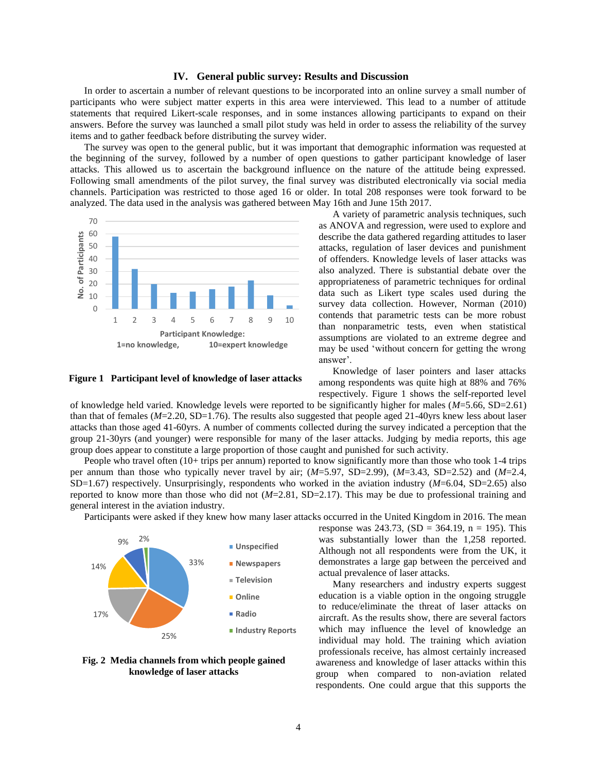## IV. General public survey: Results and Discussion

In order to ascertain a number of relevant questions to be incorporated into an online survey a small number of participants who were subject matter experts in this area were interviewed. This lead to a number of attitude statements that required Likert-scale responses, and in some instances allowing participants to expand on their answers. Before the survey was launched a small pilot study was held in order to assess the reliability of the survey items and to gather feedback before distributing the survey wider.

The survey was open to the general public, but it was important that demographic information was requested at the beginning of the survey, followed by a number of open questions to gather participant knowledge of laser attacks. This allowed us to ascertain the background influence on the nature of the attitude being expressed. Following small amendments of the pilot survey, the final survey was distributed electronically via social media channels. Participation was restricted to those aged 16 or older. In total 208 responses were took forward to be analyzed. The data used in the analysis was gathered between May 16th and June 15th 2017.

**Figure 1 Participant level of knowledge of laser attacks**

A variety of parametric analysis techniques, such as ANOVA and regression, were used to explore and describe the data gathered regarding attitudes to laser attacks, regulation of laser devices and punishment of offenders. Knowledge levels of laser attacks was also analyzed. There is substantial debate over the appropriateness of parametric techniques for ordinal data such as Likert type scales used during the survey data collection. However, Norman (2010) contends that parametric tests can be more robust than nonparametric tests, even when statistical assumptions are violated to an extreme degree and may be used 'without concern for getting the wrong answer'.

Knowledge of laser pointers and laser attacks among respondents was quite high at 88% and 76% respectively. Figure 1 shows the self-reported level of knowledge held varied. Knowledge levels were reported to be significantly higher for males ($M$=5.66, SD=2.61) than that of females ($M$=2.20, SD=1.76). The results also suggested that people aged 21-40yrs knew less about laser attacks than those aged 41-60yrs. A number of comments collected during the survey indicated a perception that the group 21-30yrs (and younger) were responsible for many of the laser attacks. Judging by media reports, this age group does appear to constitute a large proportion of those caught and punished for such activity.

People who travel often (10+ trips per annum) reported to know significantly more than those who took 1-4 trips per annum than those who typically never travel by air; ($M$=5.97, SD=2.99), ($M$=3.43, SD=2.52) and ($M$=2.4, SD=1.67) respectively. Unsurprisingly, respondents who worked in the aviation industry ($M$=6.04, SD=2.65) also reported to know more than those who did not ($M$=2.81, SD=2.17). This may be due to professional training and general interest in the aviation industry.

Participants were asked if they knew how many laser attacks occurred in the United Kingdom in 2016. The mean response was 243.73, (SD = 364.19, n = 195). This was substantially lower than the 1,258 reported. Although not all respondents were from the UK, it demonstrates a large gap between the perceived and actual prevalence of laser attacks.

**Fig. 2 Media channels from which people gained knowledge of laser attacks**

Many researchers and industry experts suggest education is a viable option in the ongoing struggle to reduce/eliminate the threat of laser attacks on aircraft. As the results show, there are several factors which may influence the level of knowledge an individual may hold. The training which aviation professionals receive, has almost certainly increased awareness and knowledge of laser attacks within this group when compared to non-aviation related respondents. One could argue that this supports the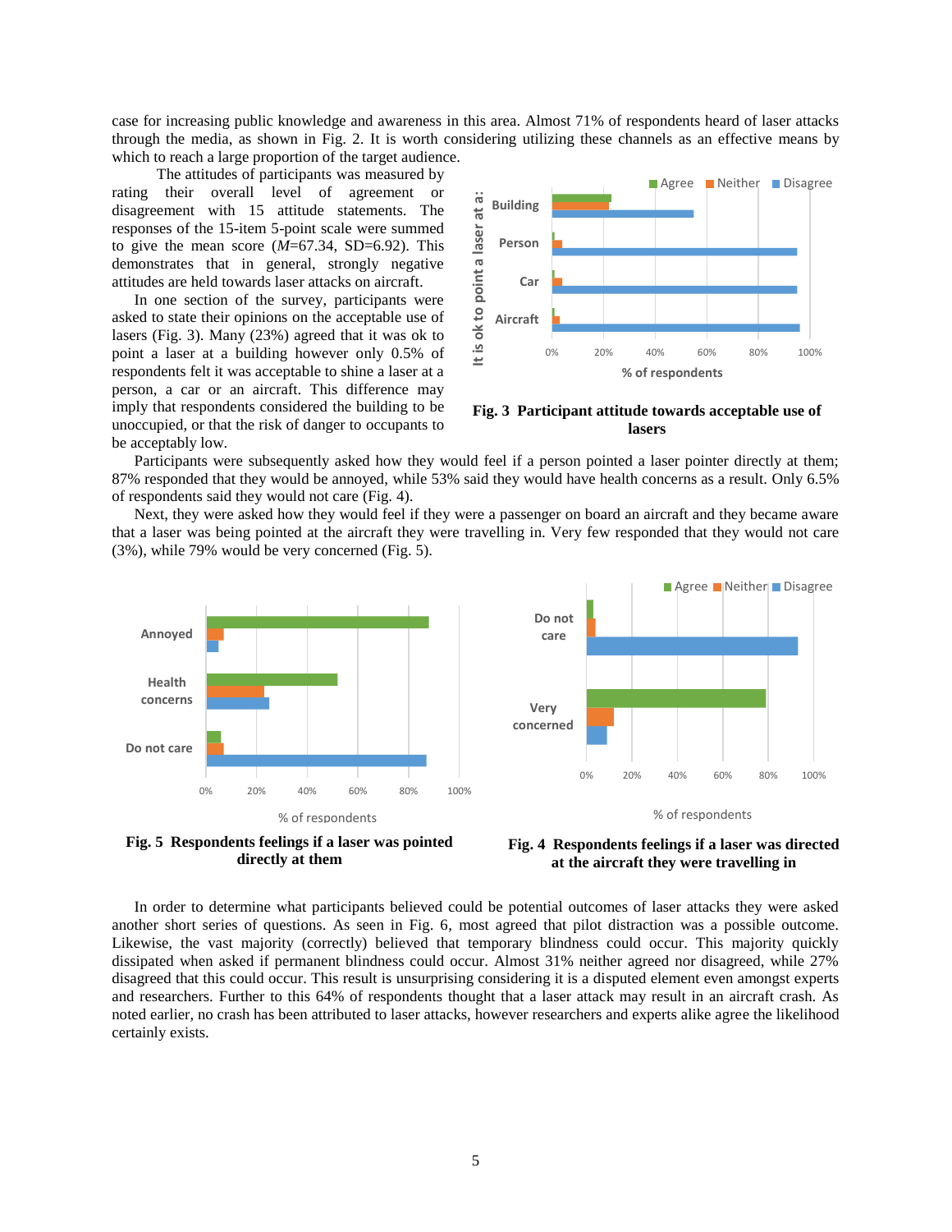case for increasing public knowledge and awareness in this area. Almost 71% of respondents heard of laser attacks through the media, as shown in Fig. 2. It is worth considering utilizing these channels as an effective means by which to reach a large proportion of the target audience.

The attitudes of participants was measured by rating their overall level of agreement or disagreement with 15 attitude statements. The responses of the 15-item 5-point scale were summed to give the mean score ($M$=67.34, SD=6.92). This demonstrates that in general, strongly negative attitudes are held towards laser attacks on aircraft.

In one section of the survey, participants were asked to state their opinions on the acceptable use of lasers (Fig. 3). Many (23%) agreed that it was ok to point a laser at a building however only 0.5% of respondents felt it was acceptable to shine a laser at a person, a car or an aircraft. This difference may imply that respondents considered the building to be unoccupied, or that the risk of danger to occupants to be acceptably low.

**Fig. 3 Participant attitude towards acceptable use of lasers**

Participants were subsequently asked how they would feel if a person pointed a laser pointer directly at them; 87% responded that they would be annoyed, while 53% said they would have health concerns as a result. Only 6.5% of respondents said they would not care (Fig. 4).

Next, they were asked how they would feel if they were a passenger on board an aircraft and they became aware that a laser was being pointed at the aircraft they were travelling in. Very few responded that they would not care (3%), while 79% would be very concerned (Fig. 5).

**Fig. 5 Respondents feelings if a laser was pointed directly at them**

**Fig. 4 Respondents feelings if a laser was directed at the aircraft they were travelling in**

In order to determine what participants believed could be potential outcomes of laser attacks they were asked another short series of questions. As seen in Fig. 6, most agreed that pilot distraction was a possible outcome. Likewise, the vast majority (correctly) believed that temporary blindness could occur. This majority quickly dissipated when asked if permanent blindness could occur. Almost 31% neither agreed nor disagreed, while 27% disagreed that this could occur. This result is unsurprising considering it is a disputed element even amongst experts and researchers. Further to this 64% of respondents thought that a laser attack may result in an aircraft crash. As noted earlier, no crash has been attributed to laser attacks, however researchers and experts alike agree the likelihood certainly exists.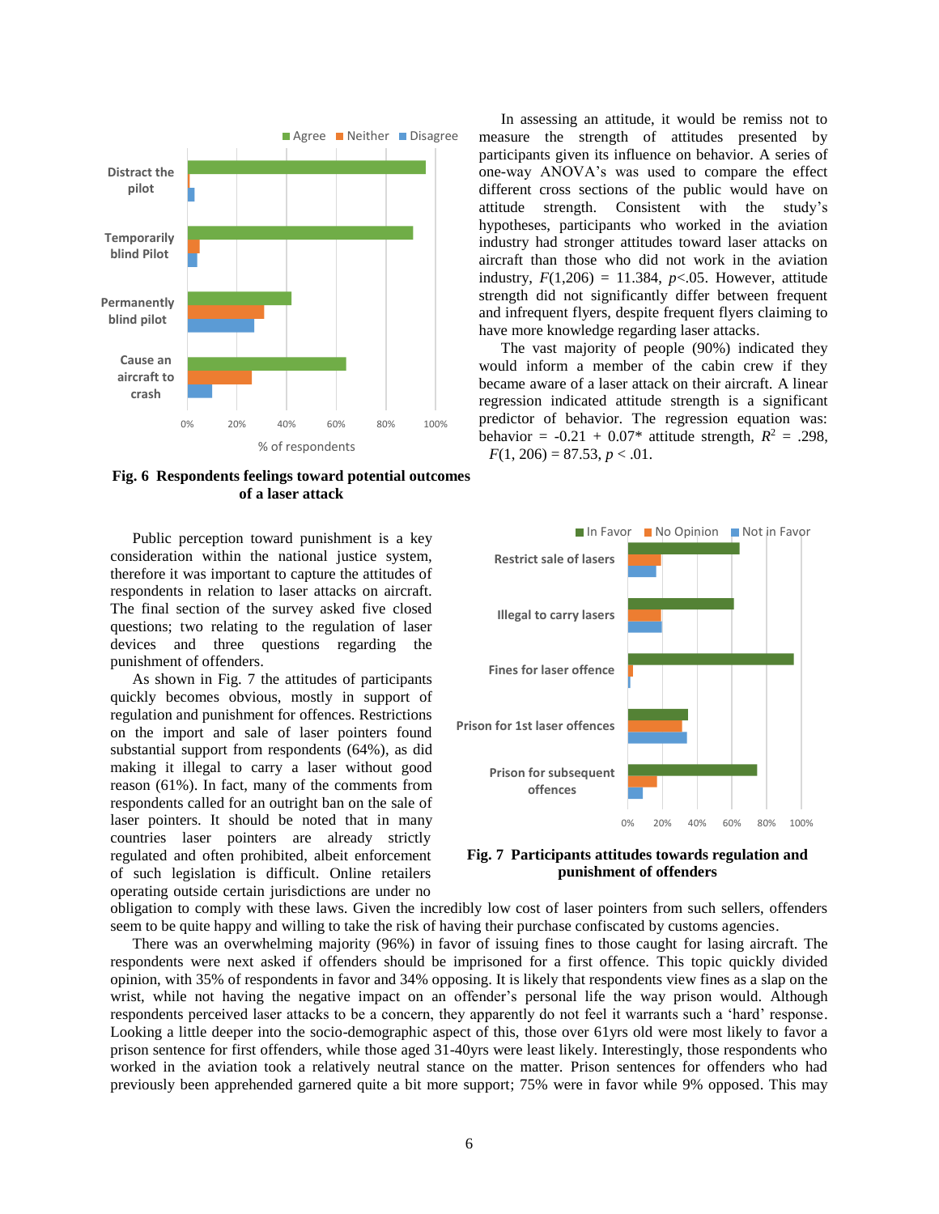**Fig. 6 Respondents feelings toward potential outcomes of a laser attack**

In assessing an attitude, it would be remiss not to measure the strength of attitudes presented by participants given its influence on behavior. A series of one-way ANOVA's was used to compare the effect different cross sections of the public would have on attitude strength. Consistent with the study's hypotheses, participants who worked in the aviation industry had stronger attitudes toward laser attacks on aircraft than those who did not work in the aviation industry, $F(1,206) = 11.384$, $p<.05$. However, attitude strength did not significantly differ between frequent and infrequent flyers, despite frequent flyers claiming to have more knowledge regarding laser attacks.

The vast majority of people (90%) indicated they would inform a member of the cabin crew if they became aware of a laser attack on their aircraft. A linear regression indicated attitude strength is a significant predictor of behavior. The regression equation was: behavior = -0.21 + 0.07* attitude strength, $R^2 = .298$, $F(1, 206) = 87.53$, $p < .01$.

Public perception toward punishment is a key consideration within the national justice system, therefore it was important to capture the attitudes of respondents in relation to laser attacks on aircraft. The final section of the survey asked five closed questions; two relating to the regulation of laser devices and three questions regarding the punishment of offenders.

As shown in Fig. 7 the attitudes of participants quickly becomes obvious, mostly in support of regulation and punishment for offences. Restrictions on the import and sale of laser pointers found substantial support from respondents (64%), as did making it illegal to carry a laser without good reason (61%). In fact, many of the comments from respondents called for an outright ban on the sale of laser pointers. It should be noted that in many countries laser pointers are already strictly regulated and often prohibited, albeit enforcement of such legislation is difficult. Online retailers operating outside certain jurisdictions are under no obligation to comply with these laws. Given the incredibly low cost of laser pointers from such sellers, offenders seem to be quite happy and willing to take the risk of having their purchase confiscated by customs agencies.

**Fig. 7 Participants attitudes towards regulation and punishment of offenders**

There was an overwhelming majority (96%) in favor of issuing fines to those caught for lasing aircraft. The respondents were next asked if offenders should be imprisoned for a first offence. This topic quickly divided opinion, with 35% of respondents in favor and 34% opposing. It is likely that respondents view fines as a slap on the wrist, while not having the negative impact on an offender's personal life the way prison would. Although respondents perceived laser attacks to be a concern, they apparently do not feel it warrants such a 'hard' response. Looking a little deeper into the socio-demographic aspect of this, those over 61yrs old were most likely to favor a prison sentence for first offenders, while those aged 31-40yrs were least likely. Interestingly, those respondents who worked in the aviation industry took a relatively neutral stance on the matter. Prison sentences for offenders who had previously been apprehended garnered quite a bit more support; 75% were in favor while 9% opposed. This may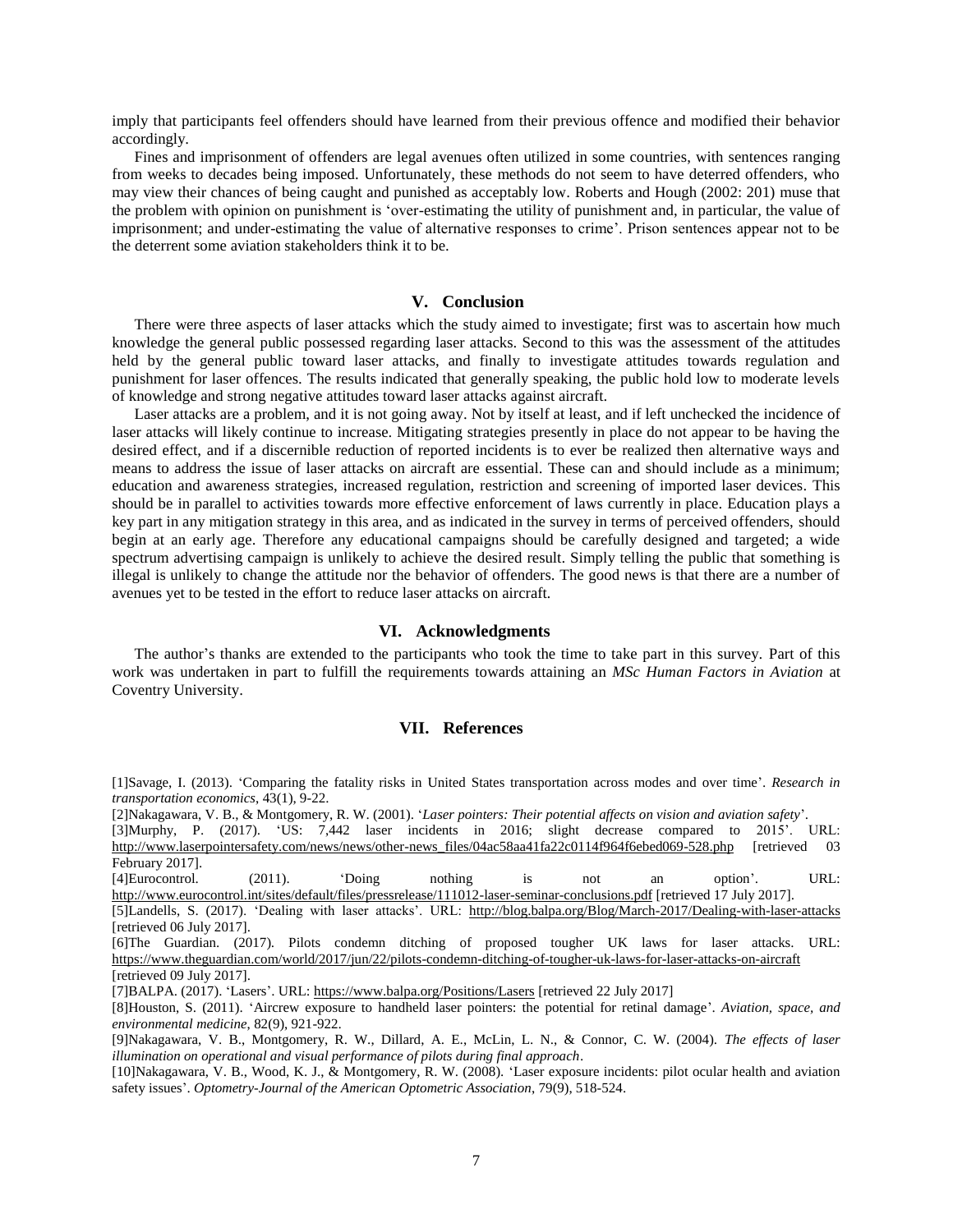imply that participants feel offenders should have learned from their previous offence and modified their behavior accordingly.

Fines and imprisonment of offenders are legal avenues often utilized in some countries, with sentences ranging from weeks to decades being imposed. Unfortunately, these methods do not seem to have deterred offenders, who may view their chances of being caught and punished as acceptably low. Roberts and Hough (2002: 201) muse that the problem with opinion on punishment is 'over-estimating the utility of punishment and, in particular, the value of imprisonment; and under-estimating the value of alternative responses to crime'. Prison sentences appear not to be the deterrent some aviation stakeholders think it to be.

## V. Conclusion

There were three aspects of laser attacks which the study aimed to investigate; first was to ascertain how much knowledge the general public possessed regarding laser attacks. Second to this was the assessment of the attitudes held by the general public toward laser attacks, and finally to investigate attitudes towards regulation and punishment for laser offences. The results indicated that generally speaking, the public hold low to moderate levels of knowledge and strong negative attitudes toward laser attacks against aircraft.

Laser attacks are a problem, and it is not going away. Not by itself at least, and if left unchecked the incidence of laser attacks will likely continue to increase. Mitigating strategies presently in place do not appear to be having the desired effect, and if a discernible reduction of reported incidents is to ever be realized then alternative ways and means to address the issue of laser attacks on aircraft are essential. These can and should include as a minimum; education and awareness strategies, increased regulation, restriction and screening of imported laser devices. This should be in parallel to activities towards more effective enforcement of laws currently in place. Education plays a key part in any mitigation strategy in this area, and as indicated in the survey in terms of perceived offenders, should begin at an early age. Therefore any educational campaigns should be carefully designed and targeted; a wide spectrum advertising campaign is unlikely to achieve the desired result. Simply telling the public that something is illegal is unlikely to change the attitude nor the behavior of offenders. The good news is that there are a number of avenues yet to be tested in the effort to reduce laser attacks on aircraft.

## VI. Acknowledgments

The author's thanks are extended to the participants who took the time to take part in this survey. Part of this work was undertaken in part to fulfill the requirements towards attaining an *MSc Human Factors in Aviation* at Coventry University.

## VII. References

[1]Savage, I. (2013). 'Comparing the fatality risks in United States transportation across modes and over time'. *Research in transportation economics*, 43(1), 9-22.

[2]Nakagawara, V. B., & Montgomery, R. W. (2001). '*Laser pointers: Their potential affects on vision and aviation safety*'.

[3]Murphy, P. (2017). 'US: 7,442 laser incidents in 2016; slight decrease compared to 2015'. URL: http://www.laserpointersafety.com/news/news/other-news_files/04ac58aa41fa22c0114f964f6ebed069-528.php [retrieved 03 February 2017].

[4]Eurocontrol. (2011). 'Doing nothing is not an option'. URL: http://www.eurocontrol.int/sites/default/files/pressrelease/111012-laser-seminar-conclusions.pdf [retrieved 17 July 2017].

[5]Landells, S. (2017). 'Dealing with laser attacks'. URL: http://blog.balpa.org/Blog/March-2017/Dealing-with-laser-attacks [retrieved 06 July 2017].

[6]The Guardian. (2017). Pilots condemn ditching of proposed tougher UK laws for laser attacks. URL: https://www.theguardian.com/world/2017/jun/22/pilots-condemn-ditching-of-tougher-uk-laws-for-laser-attacks-on-aircraft [retrieved 09 July 2017].

[7]BALPA. (2017). 'Lasers'. URL: https://www.balpa.org/Positions/Lasers [retrieved 22 July 2017]

[8]Houston, S. (2011). 'Aircrew exposure to handheld laser pointers: the potential for retinal damage'. *Aviation, space, and environmental medicine*, 82(9), 921-922.

[9]Nakagawara, V. B., Montgomery, R. W., Dillard, A. E., McLin, L. N., & Connor, C. W. (2004). *The effects of laser illumination on operational and visual performance of pilots during final approach*.

[10]Nakagawara, V. B., Wood, K. J., & Montgomery, R. W. (2008). 'Laser exposure incidents: pilot ocular health and aviation safety issues'. *Optometry-Journal of the American Optometric Association*, 79(9), 518-524.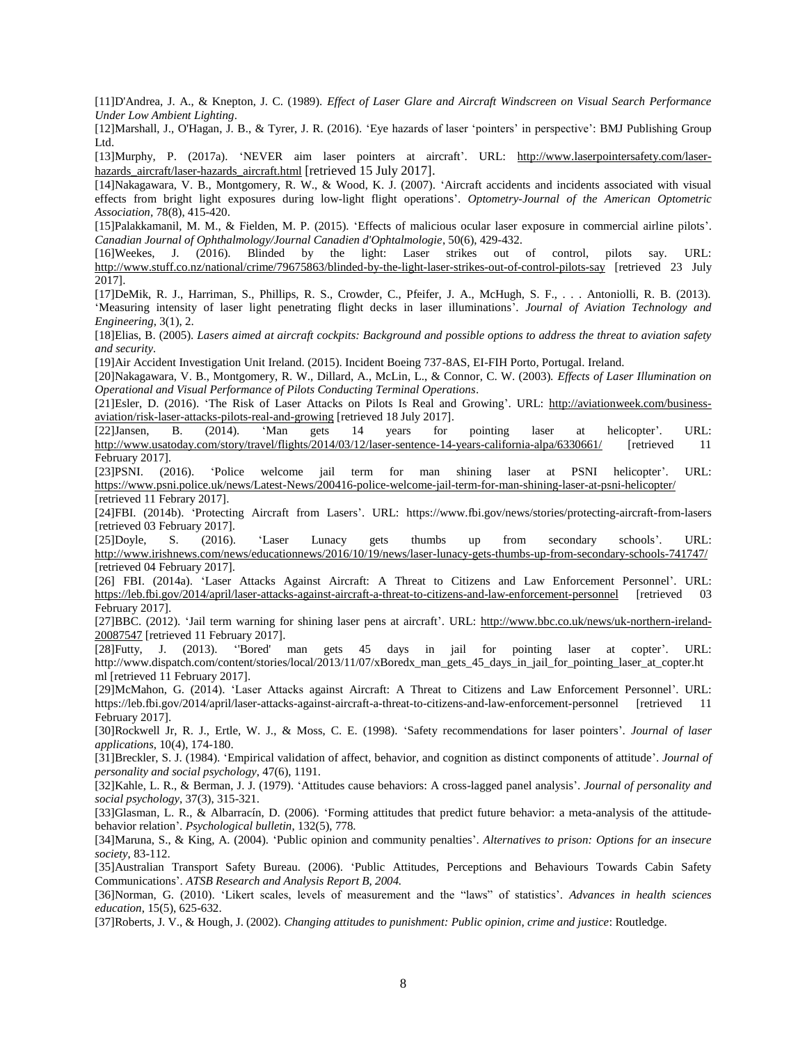[11]D'Andrea, J. A., & Knepton, J. C. (1989). *Effect of Laser Glare and Aircraft Windscreen on Visual Search Performance Under Low Ambient Lighting*.

[12]Marshall, J., O'Hagan, J. B., & Tyrer, J. R. (2016). 'Eye hazards of laser 'pointers' in perspective': BMJ Publishing Group Ltd.

[13]Murphy, P. (2017a). 'NEVER aim laser pointers at aircraft'. URL: http://www.laserpointersafety.com/laser-hazards_aircraft/laser-hazards_aircraft.html [retrieved 15 July 2017].

[14]Nakagawara, V. B., Montgomery, R. W., & Wood, K. J. (2007). 'Aircraft accidents and incidents associated with visual effects from bright light exposures during low-light flight operations'. *Optometry-Journal of the American Optometric Association*, 78(8), 415-420.

[15]Palakkamanil, M. M., & Fielden, M. P. (2015). 'Effects of malicious ocular laser exposure in commercial airline pilots'. *Canadian Journal of Ophthalmology/Journal Canadien d'Ophtalmologie*, 50(6), 429-432.

[16]Weekes, J. (2016). Blinded by the light: Laser strikes out of control, pilots say. URL: http://www.stuff.co.nz/national/crime/79675863/blinded-by-the-light-laser-strikes-out-of-control-pilots-say [retrieved 23 July 2017].

[17]DeMik, R. J., Harriman, S., Phillips, R. S., Crowder, C., Pfeifer, J. A., McHugh, S. F., . . . Antoniolli, R. B. (2013). 'Measuring intensity of laser light penetrating flight decks in laser illuminations'. *Journal of Aviation Technology and Engineering*, 3(1), 2.

[18]Elias, B. (2005). *Lasers aimed at aircraft cockpits: Background and possible options to address the threat to aviation safety and security*.

[19]Air Accident Investigation Unit Ireland. (2015). Incident Boeing 737-8AS, EI-FIH Porto, Portugal. Ireland.

[20]Nakagawara, V. B., Montgomery, R. W., Dillard, A., McLin, L., & Connor, C. W. (2003). *Effects of Laser Illumination on Operational and Visual Performance of Pilots Conducting Terminal Operations*.

[21]Esler, D. (2016). 'The Risk of Laser Attacks on Pilots Is Real and Growing'. URL: http://aviationweek.com/business-aviation/risk-laser-attacks-pilots-real-and-growing [retrieved 18 July 2017].

[22]Jansen, B. (2014). 'Man gets 14 years for pointing laser at helicopter'. URL: http://www.usatoday.com/story/travel/flights/2014/03/12/laser-sentence-14-years-california-alpa/6330661/ [retrieved 11 February 2017].

[23]PSNI. (2016). 'Police welcome jail term for man shining laser at PSNI helicopter'. URL: https://www.psni.police.uk/news/Latest-News/200416-police-welcome-jail-term-for-man-shining-laser-at-psni-helicopter/ [retrieved 11 Febrary 2017].

[24]FBI. (2014b). 'Protecting Aircraft from Lasers'. URL: https://www.fbi.gov/news/stories/protecting-aircraft-from-lasers [retrieved 03 February 2017].

[25]Doyle, S. (2016). 'Laser Lunacy gets thumbs up from secondary schools'. URL: http://www.irishnews.com/news/educationnews/2016/10/19/news/laser-lunacy-gets-thumbs-up-from-secondary-schools-741747/ [retrieved 04 February 2017].

[26] FBI. (2014a). 'Laser Attacks Against Aircraft: A Threat to Citizens and Law Enforcement Personnel'. URL: https://leb.fbi.gov/2014/april/laser-attacks-against-aircraft-a-threat-to-citizens-and-law-enforcement-personnel [retrieved 03 February 2017].

[27]BBC. (2012). 'Jail term warning for shining laser pens at aircraft'. URL: http://www.bbc.co.uk/news/uk-northern-ireland-20087547 [retrieved 11 February 2017].

[28]Futty, J. (2013). ''Bored' man gets 45 days in jail for pointing laser at copter'. URL: http://www.dispatch.com/content/stories/local/2013/11/07/xBoredx_man_gets_45_days_in_jail_for_pointing_laser_at_copter.html [retrieved 11 February 2017].

[29]McMahon, G. (2014). 'Laser Attacks against Aircraft: A Threat to Citizens and Law Enforcement Personnel'. URL: https://leb.fbi.gov/2014/april/laser-attacks-against-aircraft-a-threat-to-citizens-and-law-enforcement-personnel [retrieved 11 February 2017].

[30]Rockwell Jr, R. J., Ertle, W. J., & Moss, C. E. (1998). 'Safety recommendations for laser pointers'. *Journal of laser applications*, 10(4), 174-180.

[31]Breckler, S. J. (1984). 'Empirical validation of affect, behavior, and cognition as distinct components of attitude'. *Journal of personality and social psychology*, 47(6), 1191.

[32]Kahle, L. R., & Berman, J. J. (1979). 'Attitudes cause behaviors: A cross-lagged panel analysis'. *Journal of personality and social psychology*, 37(3), 315-321.

[33]Glasman, L. R., & Albarracín, D. (2006). 'Forming attitudes that predict future behavior: a meta-analysis of the attitude-behavior relation'. *Psychological bulletin*, 132(5), 778.

[34]Maruna, S., & King, A. (2004). 'Public opinion and community penalties'. *Alternatives to prison: Options for an insecure society*, 83-112.

[35]Australian Transport Safety Bureau. (2006). 'Public Attitudes, Perceptions and Behaviours Towards Cabin Safety Communications'. *ATSB Research and Analysis Report B, 2004.*

[36]Norman, G. (2010). 'Likert scales, levels of measurement and the "laws" of statistics'. *Advances in health sciences education*, 15(5), 625-632.

[37]Roberts, J. V., & Hough, J. (2002). *Changing attitudes to punishment: Public opinion, crime and justice*: Routledge.